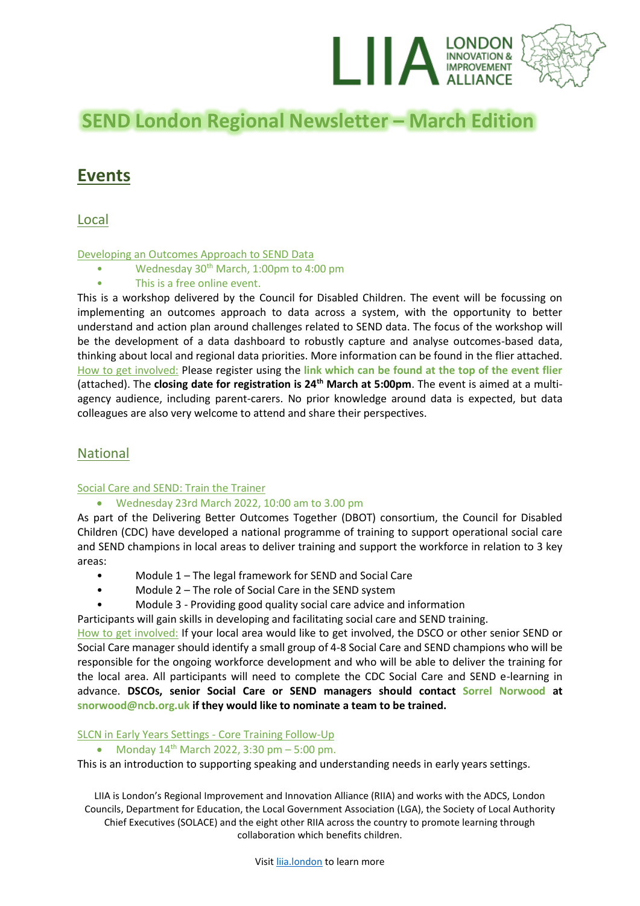# SEND London Regional Newsletter – March Edition

## Events

### Local

Developing an Outcomes Approach to SEND Data

- Wednesday 30th March, 1:00pm to 4:00 pm
- This is a free online event.

This is a workshop delivered by the Council for Disabled Children. The event will be focussing on implementing an outcomes approach to data across a system, with the opportunity to better understand and action plan around challenges related to SEND data. The focus of the workshop will be the development of a data dashboard to robustly capture and analyse outcomes-based data, thinking about local and regional data priorities. More information can be found in the flier attached. How to get involved: Please register using the **link which can be found at the top of the event flier** (attached). The **closing date for registration is 24th March at 5:00pm**. The event is aimed at a multi-agency audience, including parent-carers. No prior knowledge around data is expected, but data colleagues are also very welcome to attend and share their perspectives.

### National

Social Care and SEND: Train the Trainer

- Wednesday 23rd March 2022, 10:00 am to 3.00 pm

As part of the Delivering Better Outcomes Together (DBOT) consortium, the Council for Disabled Children (CDC) have developed a national programme of training to support operational social care and SEND champions in local areas to deliver training and support the workforce in relation to 3 key areas:

- Module 1 – The legal framework for SEND and Social Care
- Module 2 – The role of Social Care in the SEND system
- Module 3 - Providing good quality social care advice and information

Participants will gain skills in developing and facilitating social care and SEND training.
How to get involved: If your local area would like to get involved, the DSCO or other senior SEND or Social Care manager should identify a small group of 4-8 Social Care and SEND champions who will be responsible for the ongoing workforce development and who will be able to deliver the training for the local area. All participants will need to complete the CDC Social Care and SEND e-learning in advance. **DSCOs, senior Social Care or SEND managers should contact Sorrel Norwood at snorwood@ncb.org.uk if they would like to nominate a team to be trained.**

SLCN in Early Years Settings - Core Training Follow-Up

- Monday 14th March 2022, 3:30 pm – 5:00 pm.

This is an introduction to supporting speaking and understanding needs in early years settings.

LIIA is London's Regional Improvement and Innovation Alliance (RIIA) and works with the ADCS, London Councils, Department for Education, the Local Government Association (LGA), the Society of Local Authority Chief Executives (SOLACE) and the eight other RIIA across the country to promote learning through collaboration which benefits children.

Visit liia.london to learn more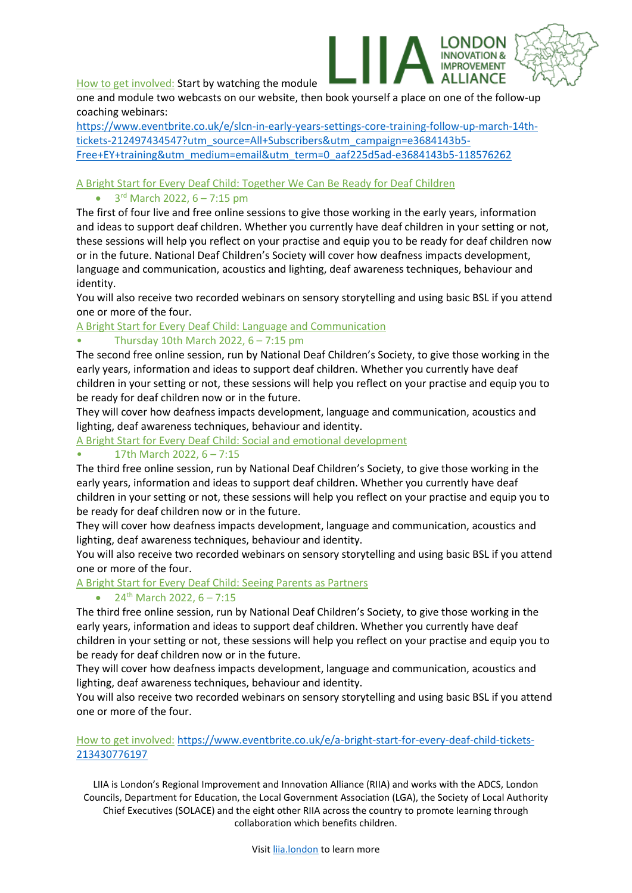How to get involved: Start by watching the module one and module two webcasts on our website, then book yourself a place on one of the follow-up coaching webinars: https://www.eventbrite.co.uk/e/slcn-in-early-years-settings-core-training-follow-up-march-14th-tickets-212497434547?utm_source=All+Subscribers&utm_campaign=e3684143b5-Free+EY+training&utm_medium=email&utm_term=0_aaf225d5ad-e3684143b5-118576262

A Bright Start for Every Deaf Child: Together We Can Be Ready for Deaf Children

- 3rd March 2022, 6 – 7:15 pm

The first of four live and free online sessions to give those working in the early years, information and ideas to support deaf children. Whether you currently have deaf children in your setting or not, these sessions will help you reflect on your practise and equip you to be ready for deaf children now or in the future. National Deaf Children's Society will cover how deafness impacts development, language and communication, acoustics and lighting, deaf awareness techniques, behaviour and identity.

You will also receive two recorded webinars on sensory storytelling and using basic BSL if you attend one or more of the four.

A Bright Start for Every Deaf Child: Language and Communication

- Thursday 10th March 2022, 6 – 7:15 pm

The second free online session, run by National Deaf Children's Society, to give those working in the early years, information and ideas to support deaf children. Whether you currently have deaf children in your setting or not, these sessions will help you reflect on your practise and equip you to be ready for deaf children now or in the future.

They will cover how deafness impacts development, language and communication, acoustics and lighting, deaf awareness techniques, behaviour and identity.

A Bright Start for Every Deaf Child: Social and emotional development

- 17th March 2022, 6 – 7:15

The third free online session, run by National Deaf Children's Society, to give those working in the early years, information and ideas to support deaf children. Whether you currently have deaf children in your setting or not, these sessions will help you reflect on your practise and equip you to be ready for deaf children now or in the future.

They will cover how deafness impacts development, language and communication, acoustics and lighting, deaf awareness techniques, behaviour and identity.

You will also receive two recorded webinars on sensory storytelling and using basic BSL if you attend one or more of the four.

A Bright Start for Every Deaf Child: Seeing Parents as Partners

- 24th March 2022, 6 – 7:15

The third free online session, run by National Deaf Children's Society, to give those working in the early years, information and ideas to support deaf children. Whether you currently have deaf children in your setting or not, these sessions will help you reflect on your practise and equip you to be ready for deaf children now or in the future.

They will cover how deafness impacts development, language and communication, acoustics and lighting, deaf awareness techniques, behaviour and identity.

You will also receive two recorded webinars on sensory storytelling and using basic BSL if you attend one or more of the four.

How to get involved: https://www.eventbrite.co.uk/e/a-bright-start-for-every-deaf-child-tickets-213430776197

LIIA is London's Regional Improvement and Innovation Alliance (RIIA) and works with the ADCS, London Councils, Department for Education, the Local Government Association (LGA), the Society of Local Authority Chief Executives (SOLACE) and the eight other RIIA across the country to promote learning through collaboration which benefits children.

Visit liia.london to learn more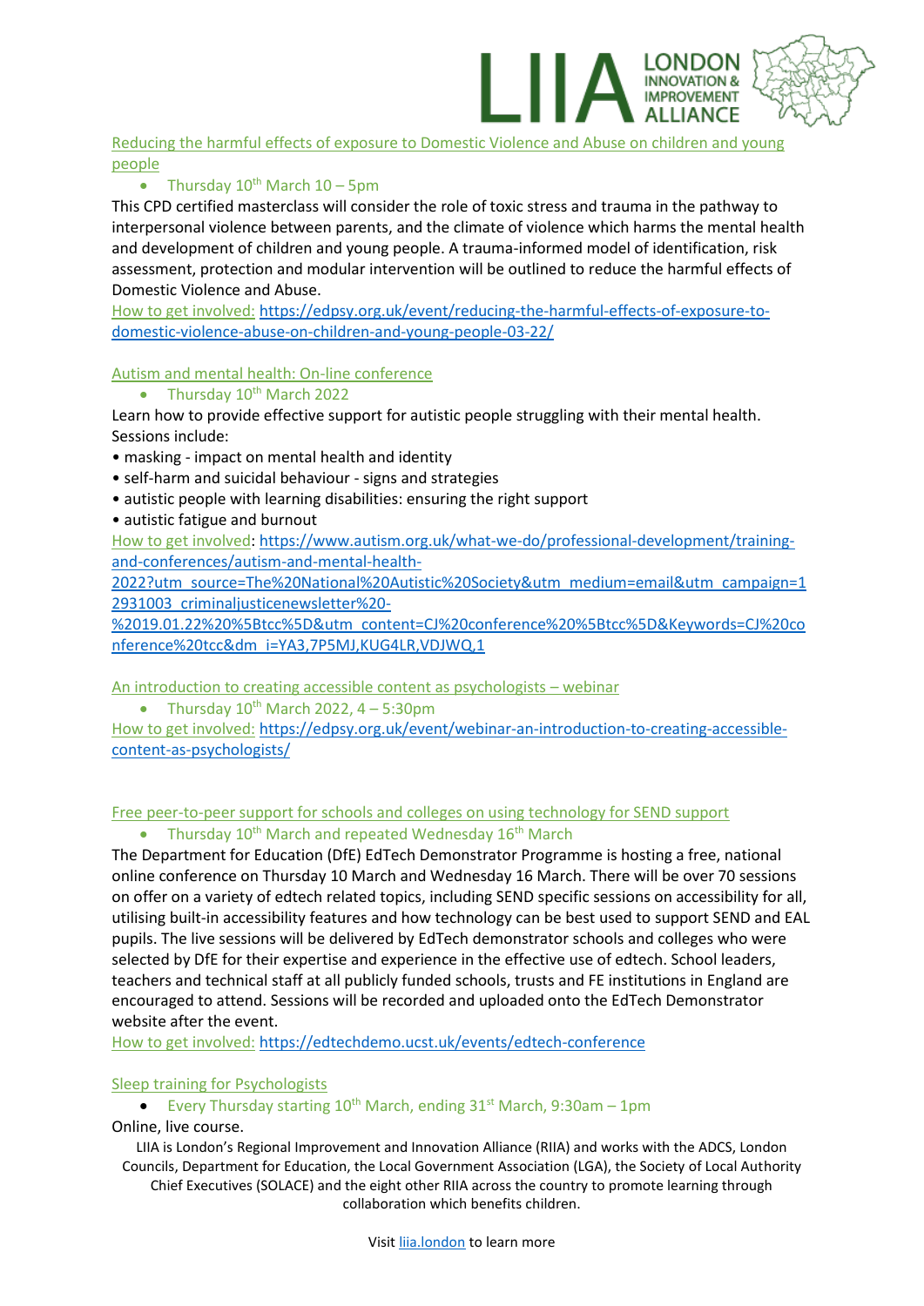[Reducing the harmful effects of exposure to Domestic Violence and Abuse on children and young people](https://edpsy.org.uk/event/reducing-the-harmful-effects-of-exposure-to-domestic-violence-abuse-on-children-and-young-people-03-22/)

- Thursday 10th March 10 – 5pm

This CPD certified masterclass will consider the role of toxic stress and trauma in the pathway to interpersonal violence between parents, and the climate of violence which harms the mental health and development of children and young people. A trauma-informed model of identification, risk assessment, protection and modular intervention will be outlined to reduce the harmful effects of Domestic Violence and Abuse.

How to get involved: https://edpsy.org.uk/event/reducing-the-harmful-effects-of-exposure-to-domestic-violence-abuse-on-children-and-young-people-03-22/

Autism and mental health: On-line conference

- Thursday 10th March 2022

Learn how to provide effective support for autistic people struggling with their mental health. Sessions include:

- masking - impact on mental health and identity
- self-harm and suicidal behaviour - signs and strategies
- autistic people with learning disabilities: ensuring the right support
- autistic fatigue and burnout

How to get involved: https://www.autism.org.uk/what-we-do/professional-development/training-and-conferences/autism-and-mental-health-2022?utm_source=The%20National%20Autistic%20Society&utm_medium=email&utm_campaign=12931003_criminaljusticenewsletter%20-%2019.01.22%20%5Btcc%5D&utm_content=CJ%20conference%20%5Btcc%5D&Keywords=CJ%20conference%20tcc&dm_i=YA3,7P5MJ,KUG4LR,VDJWQ,1

An introduction to creating accessible content as psychologists – webinar

- Thursday 10th March 2022, 4 – 5:30pm

How to get involved: https://edpsy.org.uk/event/webinar-an-introduction-to-creating-accessible-content-as-psychologists/

Free peer-to-peer support for schools and colleges on using technology for SEND support

- Thursday 10th March and repeated Wednesday 16th March

The Department for Education (DfE) EdTech Demonstrator Programme is hosting a free, national online conference on Thursday 10 March and Wednesday 16 March. There will be over 70 sessions on offer on a variety of edtech related topics, including SEND specific sessions on accessibility for all, utilising built-in accessibility features and how technology can be best used to support SEND and EAL pupils. The live sessions will be delivered by EdTech demonstrator schools and colleges who were selected by DfE for their expertise and experience in the effective use of edtech. School leaders, teachers and technical staff at all publicly funded schools, trusts and FE institutions in England are encouraged to attend. Sessions will be recorded and uploaded onto the EdTech Demonstrator website after the event.

How to get involved: https://edtechdemo.ucst.uk/events/edtech-conference

Sleep training for Psychologists

- Every Thursday starting 10th March, ending 31st March, 9:30am – 1pm

Online, live course.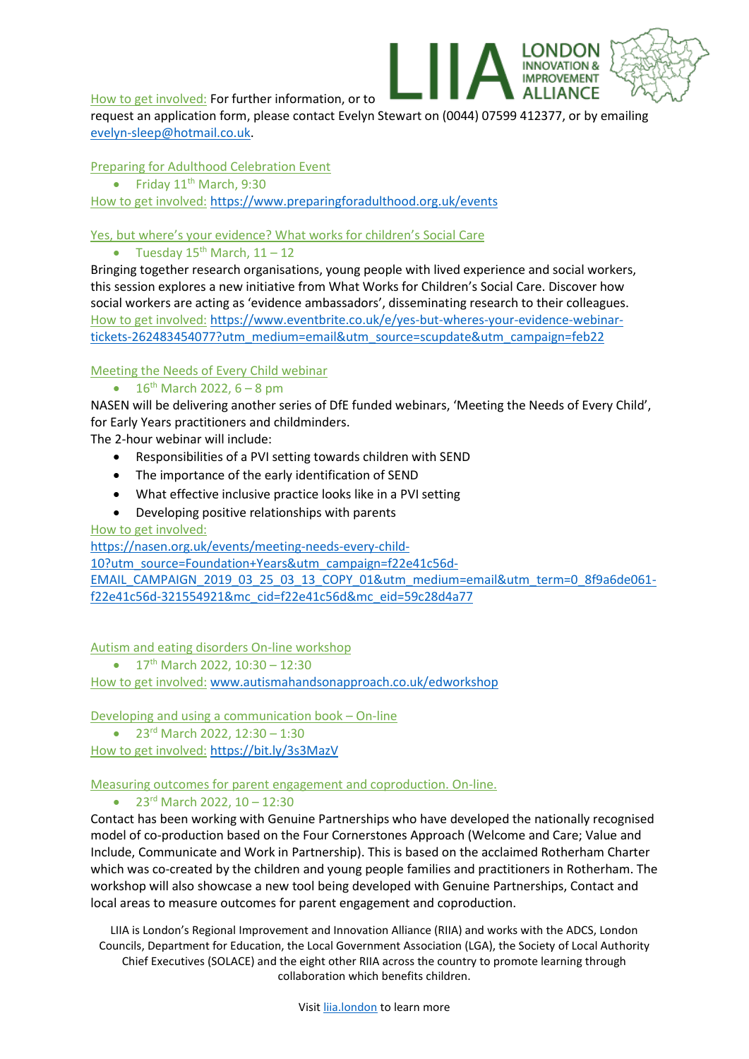How to get involved: For further information, or to request an application form, please contact Evelyn Stewart on (0044) 07599 412377, or by emailing evelyn-sleep@hotmail.co.uk.

### Preparing for Adulthood Celebration Event

- Friday 11th March, 9:30

How to get involved: https://www.preparingforadulthood.org.uk/events

### Yes, but where's your evidence? What works for children's Social Care

- Tuesday 15th March, 11 – 12

Bringing together research organisations, young people with lived experience and social workers, this session explores a new initiative from What Works for Children's Social Care. Discover how social workers are acting as 'evidence ambassadors', disseminating research to their colleagues.

How to get involved: https://www.eventbrite.co.uk/e/yes-but-wheres-your-evidence-webinar-tickets-262483454077?utm_medium=email&utm_source=scupdate&utm_campaign=feb22

### Meeting the Needs of Every Child webinar

- 16th March 2022, 6 – 8 pm

NASEN will be delivering another series of DfE funded webinars, 'Meeting the Needs of Every Child', for Early Years practitioners and childminders.

The 2-hour webinar will include:

- Responsibilities of a PVI setting towards children with SEND
- The importance of the early identification of SEND
- What effective inclusive practice looks like in a PVI setting
- Developing positive relationships with parents

How to get involved: https://nasen.org.uk/events/meeting-needs-every-child-10?utm_source=Foundation+Years&utm_campaign=f22e41c56d-EMAIL_CAMPAIGN_2019_03_25_03_13_COPY_01&utm_medium=email&utm_term=0_8f9a6de061-f22e41c56d-321554921&mc_cid=f22e41c56d&mc_eid=59c28d4a77

### Autism and eating disorders On-line workshop

- 17th March 2022, 10:30 – 12:30

How to get involved: www.autismahandsonapproach.co.uk/edworkshop

### Developing and using a communication book – On-line

- 23rd March 2022, 12:30 – 1:30

How to get involved: https://bit.ly/3s3MazV

### Measuring outcomes for parent engagement and coproduction. On-line.

- 23rd March 2022, 10 – 12:30

Contact has been working with Genuine Partnerships who have developed the nationally recognised model of co-production based on the Four Cornerstones Approach (Welcome and Care; Value and Include, Communicate and Work in Partnership). This is based on the acclaimed Rotherham Charter which was co-created by the children and young people families and practitioners in Rotherham. The workshop will also showcase a new tool being developed with Genuine Partnerships, Contact and local areas to measure outcomes for parent engagement and coproduction.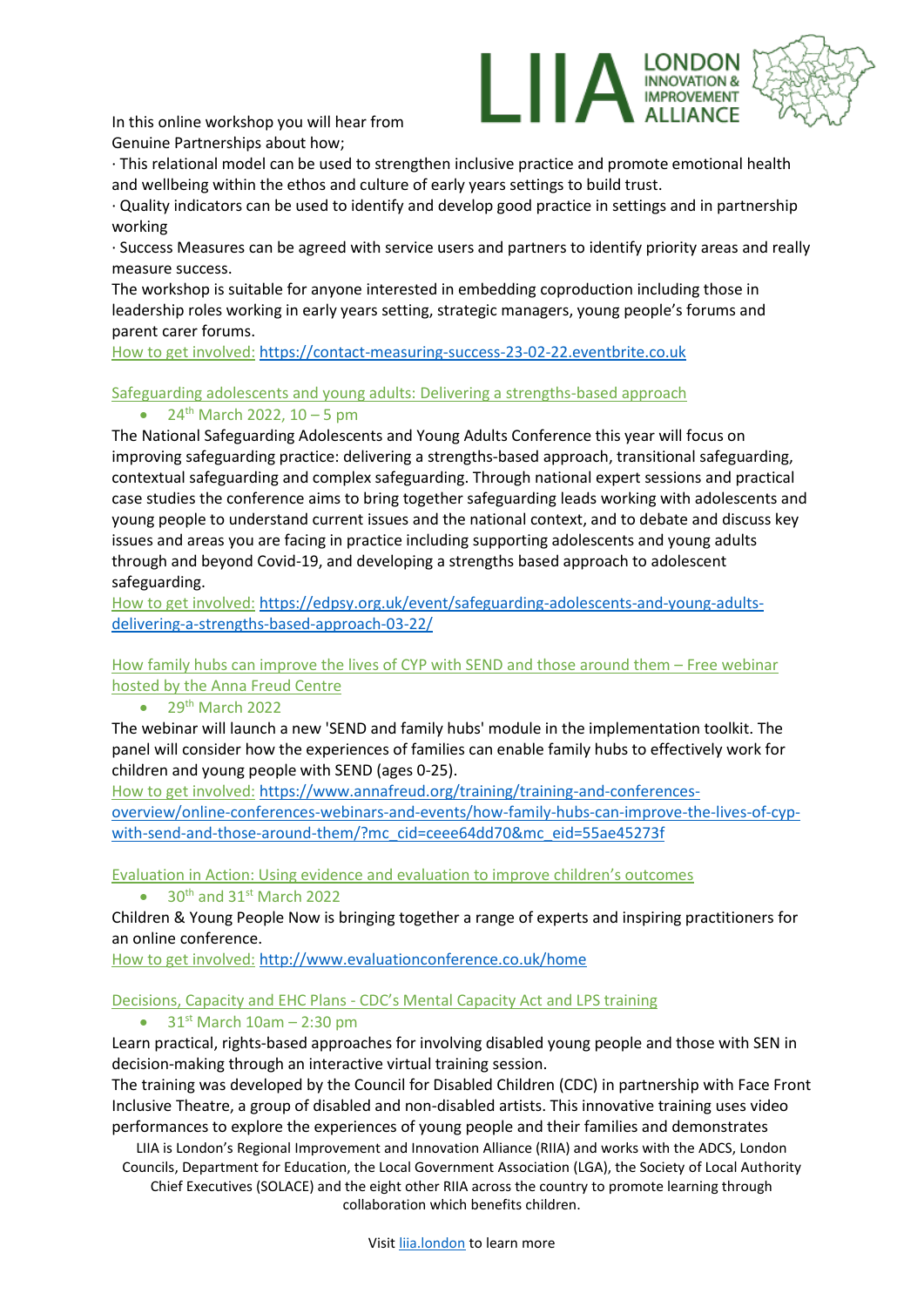In this online workshop you will hear from Genuine Partnerships about how;

· This relational model can be used to strengthen inclusive practice and promote emotional health and wellbeing within the ethos and culture of early years settings to build trust.

· Quality indicators can be used to identify and develop good practice in settings and in partnership working

· Success Measures can be agreed with service users and partners to identify priority areas and really measure success.

The workshop is suitable for anyone interested in embedding coproduction including those in leadership roles working in early years setting, strategic managers, young people's forums and parent carer forums.

How to get involved: https://contact-measuring-success-23-02-22.eventbrite.co.uk

## Safeguarding adolescents and young adults: Delivering a strengths-based approach

- 24th March 2022, 10 – 5 pm

The National Safeguarding Adolescents and Young Adults Conference this year will focus on improving safeguarding practice: delivering a strengths-based approach, transitional safeguarding, contextual safeguarding and complex safeguarding. Through national expert sessions and practical case studies the conference aims to bring together safeguarding leads working with adolescents and young people to understand current issues and the national context, and to debate and discuss key issues and areas you are facing in practice including supporting adolescents and young adults through and beyond Covid-19, and developing a strengths based approach to adolescent safeguarding.

How to get involved: https://edpsy.org.uk/event/safeguarding-adolescents-and-young-adults-delivering-a-strengths-based-approach-03-22/

## How family hubs can improve the lives of CYP with SEND and those around them – Free webinar hosted by the Anna Freud Centre

- 29th March 2022

The webinar will launch a new 'SEND and family hubs' module in the implementation toolkit. The panel will consider how the experiences of families can enable family hubs to effectively work for children and young people with SEND (ages 0-25).

How to get involved: https://www.annafreud.org/training/training-and-conferences-overview/online-conferences-webinars-and-events/how-family-hubs-can-improve-the-lives-of-cyp-with-send-and-those-around-them/?mc_cid=ceee64dd70&mc_eid=55ae45273f

## Evaluation in Action: Using evidence and evaluation to improve children's outcomes

- 30th and 31st March 2022

Children & Young People Now is bringing together a range of experts and inspiring practitioners for an online conference.

How to get involved: http://www.evaluationconference.co.uk/home

## Decisions, Capacity and EHC Plans - CDC's Mental Capacity Act and LPS training

- 31st March 10am – 2:30 pm

Learn practical, rights-based approaches for involving disabled young people and those with SEN in decision-making through an interactive virtual training session.

The training was developed by the Council for Disabled Children (CDC) in partnership with Face Front Inclusive Theatre, a group of disabled and non-disabled artists. This innovative training uses video performances to explore the experiences of young people and their families and demonstrates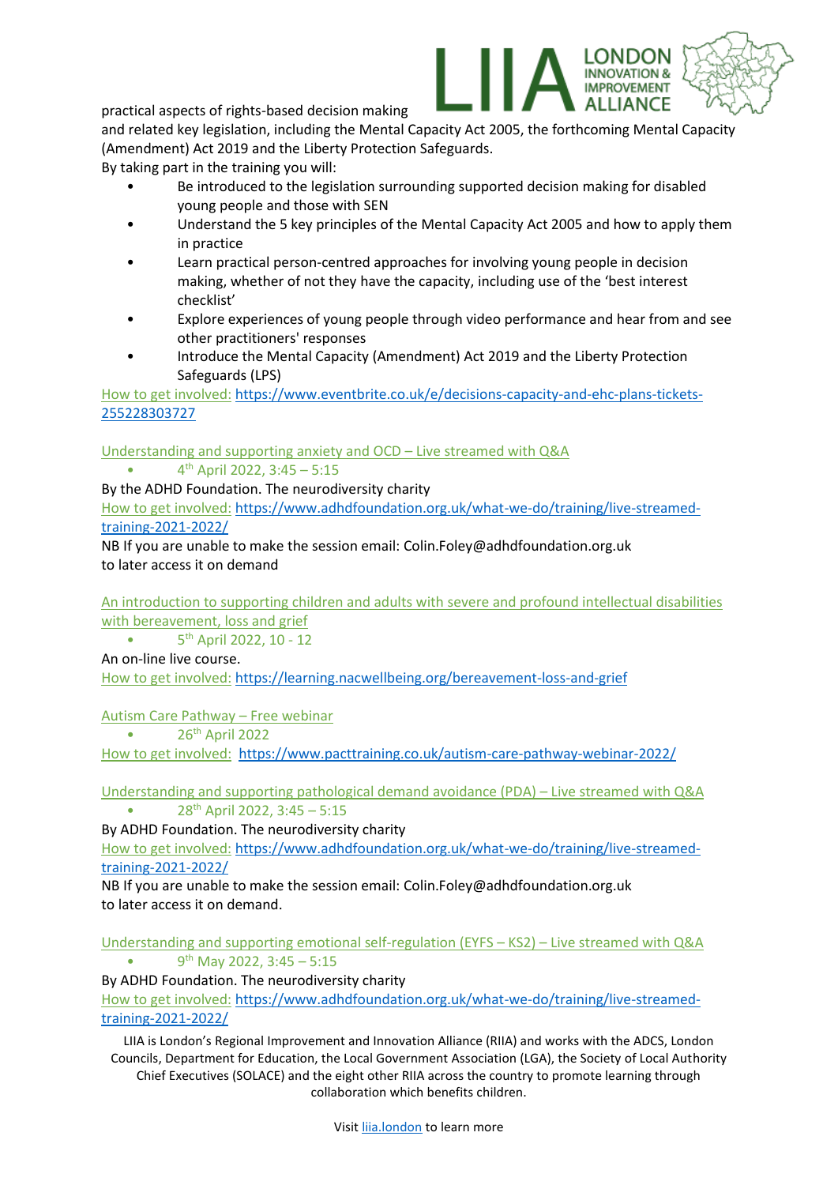practical aspects of rights-based decision making and related key legislation, including the Mental Capacity Act 2005, the forthcoming Mental Capacity (Amendment) Act 2019 and the Liberty Protection Safeguards.

By taking part in the training you will:

- Be introduced to the legislation surrounding supported decision making for disabled young people and those with SEN
- Understand the 5 key principles of the Mental Capacity Act 2005 and how to apply them in practice
- Learn practical person-centred approaches for involving young people in decision making, whether of not they have the capacity, including use of the 'best interest checklist'
- Explore experiences of young people through video performance and hear from and see other practitioners' responses
- Introduce the Mental Capacity (Amendment) Act 2019 and the Liberty Protection Safeguards (LPS)

How to get involved: https://www.eventbrite.co.uk/e/decisions-capacity-and-ehc-plans-tickets-255228303727

Understanding and supporting anxiety and OCD – Live streamed with Q&A

- 4th April 2022, 3:45 – 5:15

By the ADHD Foundation. The neurodiversity charity

How to get involved: https://www.adhdfoundation.org.uk/what-we-do/training/live-streamed-training-2021-2022/

NB If you are unable to make the session email: Colin.Foley@adhdfoundation.org.uk to later access it on demand

An introduction to supporting children and adults with severe and profound intellectual disabilities with bereavement, loss and grief

- 5th April 2022, 10 - 12

An on-line live course.

How to get involved: https://learning.nacwellbeing.org/bereavement-loss-and-grief

Autism Care Pathway – Free webinar

- 26th April 2022

How to get involved: https://www.pacttraining.co.uk/autism-care-pathway-webinar-2022/

Understanding and supporting pathological demand avoidance (PDA) – Live streamed with Q&A

- 28th April 2022, 3:45 – 5:15

By ADHD Foundation. The neurodiversity charity

How to get involved: https://www.adhdfoundation.org.uk/what-we-do/training/live-streamed-training-2021-2022/

NB If you are unable to make the session email: Colin.Foley@adhdfoundation.org.uk to later access it on demand.

Understanding and supporting emotional self-regulation (EYFS – KS2) – Live streamed with Q&A

- 9th May 2022, 3:45 – 5:15

By ADHD Foundation. The neurodiversity charity

How to get involved: https://www.adhdfoundation.org.uk/what-we-do/training/live-streamed-training-2021-2022/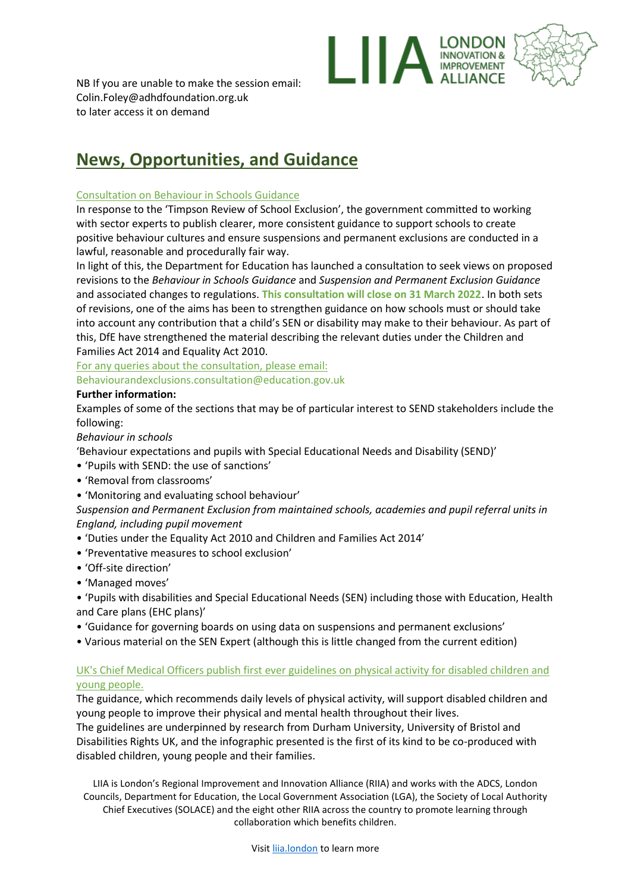NB If you are unable to make the session email: Colin.Foley@adhdfoundation.org.uk to later access it on demand

# News, Opportunities, and Guidance

Consultation on Behaviour in Schools Guidance

In response to the 'Timpson Review of School Exclusion', the government committed to working with sector experts to publish clearer, more consistent guidance to support schools to create positive behaviour cultures and ensure suspensions and permanent exclusions are conducted in a lawful, reasonable and procedurally fair way.

In light of this, the Department for Education has launched a consultation to seek views on proposed revisions to the *Behaviour in Schools Guidance* and *Suspension and Permanent Exclusion Guidance* and associated changes to regulations. **This consultation will close on 31 March 2022**. In both sets of revisions, one of the aims has been to strengthen guidance on how schools must or should take into account any contribution that a child's SEN or disability may make to their behaviour. As part of this, DfE have strengthened the material describing the relevant duties under the Children and Families Act 2014 and Equality Act 2010.

For any queries about the consultation, please email: Behaviourandexclusions.consultation@education.gov.uk

**Further information:**

Examples of some of the sections that may be of particular interest to SEND stakeholders include the following:

*Behaviour in schools*

'Behaviour expectations and pupils with Special Educational Needs and Disability (SEND)'

- 'Pupils with SEND: the use of sanctions'
- 'Removal from classrooms'
- 'Monitoring and evaluating school behaviour'

*Suspension and Permanent Exclusion from maintained schools, academies and pupil referral units in England, including pupil movement*

- 'Duties under the Equality Act 2010 and Children and Families Act 2014'
- 'Preventative measures to school exclusion'
- 'Off-site direction'
- 'Managed moves'
- 'Pupils with disabilities and Special Educational Needs (SEN) including those with Education, Health and Care plans (EHC plans)'
- 'Guidance for governing boards on using data on suspensions and permanent exclusions'
- Various material on the SEN Expert (although this is little changed from the current edition)

UK's Chief Medical Officers publish first ever guidelines on physical activity for disabled children and young people.

The guidance, which recommends daily levels of physical activity, will support disabled children and young people to improve their physical and mental health throughout their lives.

The guidelines are underpinned by research from Durham University, University of Bristol and Disabilities Rights UK, and the infographic presented is the first of its kind to be co-produced with disabled children, young people and their families.

LIIA is London's Regional Improvement and Innovation Alliance (RIIA) and works with the ADCS, London Councils, Department for Education, the Local Government Association (LGA), the Society of Local Authority Chief Executives (SOLACE) and the eight other RIIA across the country to promote learning through collaboration which benefits children.

Visit liia.london to learn more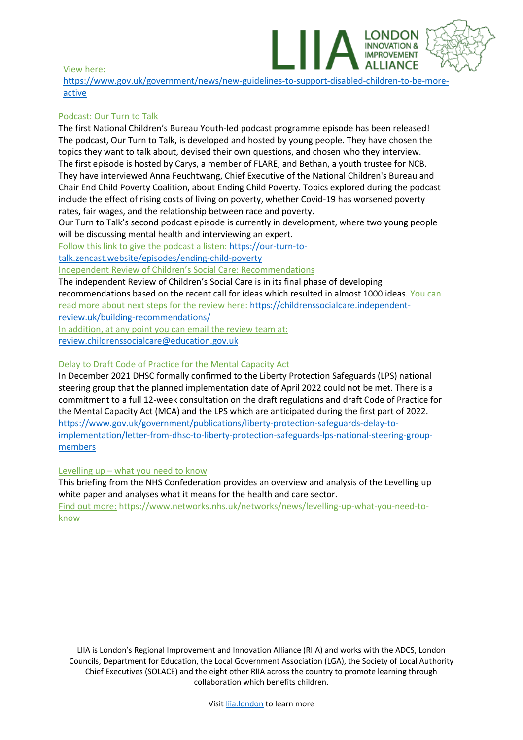View here: https://www.gov.uk/government/news/new-guidelines-to-support-disabled-children-to-be-more-active

### Podcast: Our Turn to Talk

The first National Children's Bureau Youth-led podcast programme episode has been released! The podcast, Our Turn to Talk, is developed and hosted by young people. They have chosen the topics they want to talk about, devised their own questions, and chosen who they interview. The first episode is hosted by Carys, a member of FLARE, and Bethan, a youth trustee for NCB. They have interviewed Anna Feuchtwang, Chief Executive of the National Children's Bureau and Chair End Child Poverty Coalition, about Ending Child Poverty. Topics explored during the podcast include the effect of rising costs of living on poverty, whether Covid-19 has worsened poverty rates, fair wages, and the relationship between race and poverty.

Our Turn to Talk's second podcast episode is currently in development, where two young people will be discussing mental health and interviewing an expert.

Follow this link to give the podcast a listen: https://our-turn-to-talk.zencast.website/episodes/ending-child-poverty

### Independent Review of Children's Social Care: Recommendations

The independent Review of Children's Social Care is in its final phase of developing recommendations based on the recent call for ideas which resulted in almost 1000 ideas. You can read more about next steps for the review here: https://childrenssocialcare.independent-review.uk/building-recommendations/

In addition, at any point you can email the review team at: review.childrenssocialcare@education.gov.uk

### Delay to Draft Code of Practice for the Mental Capacity Act

In December 2021 DHSC formally confirmed to the Liberty Protection Safeguards (LPS) national steering group that the planned implementation date of April 2022 could not be met. There is a commitment to a full 12-week consultation on the draft regulations and draft Code of Practice for the Mental Capacity Act (MCA) and the LPS which are anticipated during the first part of 2022.
https://www.gov.uk/government/publications/liberty-protection-safeguards-delay-to-implementation/letter-from-dhsc-to-liberty-protection-safeguards-lps-national-steering-group-members

### Levelling up – what you need to know

This briefing from the NHS Confederation provides an overview and analysis of the Levelling up white paper and analyses what it means for the health and care sector.

Find out more: https://www.networks.nhs.uk/networks/news/levelling-up-what-you-need-to-know

LIIA is London's Regional Improvement and Innovation Alliance (RIIA) and works with the ADCS, London Councils, Department for Education, the Local Government Association (LGA), the Society of Local Authority Chief Executives (SOLACE) and the eight other RIIA across the country to promote learning through collaboration which benefits children.

Visit liia.london to learn more